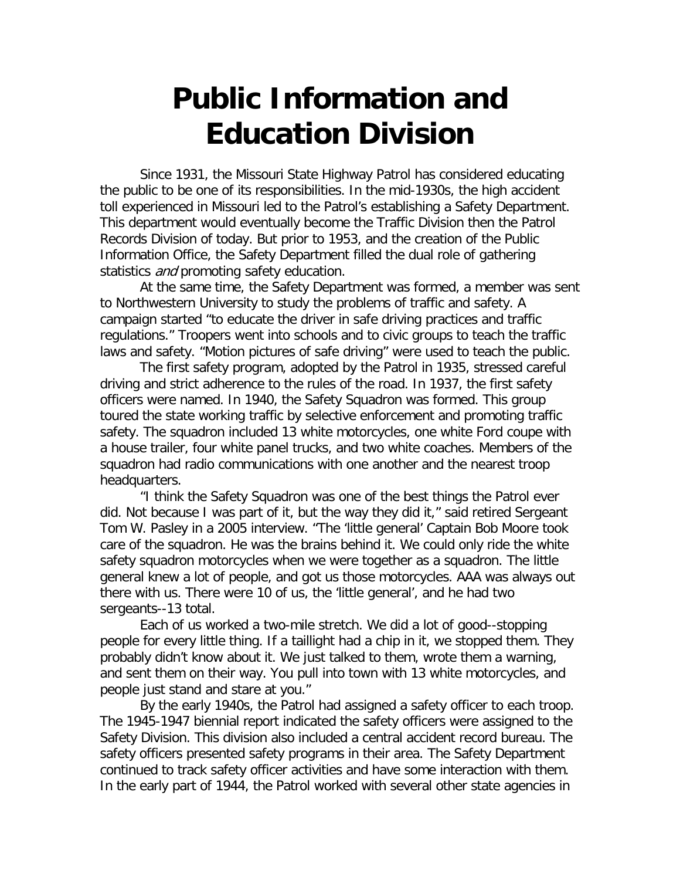# Public Information and Education Division

Since 1931, the Missouri State Highway Patrol has considered educating the public to be one of its responsibilities. In the mid-1930s, the high accident toll experienced in Missouri led to the Patrol's establishing a Safety Department. This department would eventually become the Traffic Division then the Patrol Records Division of today. But prior to 1953, and the creation of the Public Information Office, the Safety Department filled the dual role of gathering statistics *and* promoting safety education.

At the same time, the Safety Department was formed, a member was sent to Northwestern University to study the problems of traffic and safety. A campaign started "to educate the driver in safe driving practices and traffic regulations." Troopers went into schools and to civic groups to teach the traffic laws and safety. "Motion pictures of safe driving" were used to teach the public.

The first safety program, adopted by the Patrol in 1935, stressed careful driving and strict adherence to the rules of the road. In 1937, the first safety officers were named. In 1940, the Safety Squadron was formed. This group toured the state working traffic by selective enforcement and promoting traffic safety. The squadron included 13 white motorcycles, one white Ford coupe with a house trailer, four white panel trucks, and two white coaches. Members of the squadron had radio communications with one another and the nearest troop headquarters.

"I think the Safety Squadron was one of the best things the Patrol ever did. Not because I was part of it, but the way they did it," said retired Sergeant Tom W. Pasley in a 2005 interview. "The 'little general' Captain Bob Moore took care of the squadron. He was the brains behind it. We could only ride the white safety squadron motorcycles when we were together as a squadron. The little general knew a lot of people, and got us those motorcycles. AAA was always out there with us. There were 10 of us, the 'little general', and he had two sergeants--13 total.

Each of us worked a two-mile stretch. We did a lot of good--stopping people for every little thing. If a taillight had a chip in it, we stopped them. They probably didn't know about it. We just talked to them, wrote them a warning, and sent them on their way. You pull into town with 13 white motorcycles, and people just stand and stare at you."

By the early 1940s, the Patrol had assigned a safety officer to each troop. The 1945-1947 biennial report indicated the safety officers were assigned to the Safety Division. This division also included a central accident record bureau. The safety officers presented safety programs in their area. The Safety Department continued to track safety officer activities and have some interaction with them. In the early part of 1944, the Patrol worked with several other state agencies in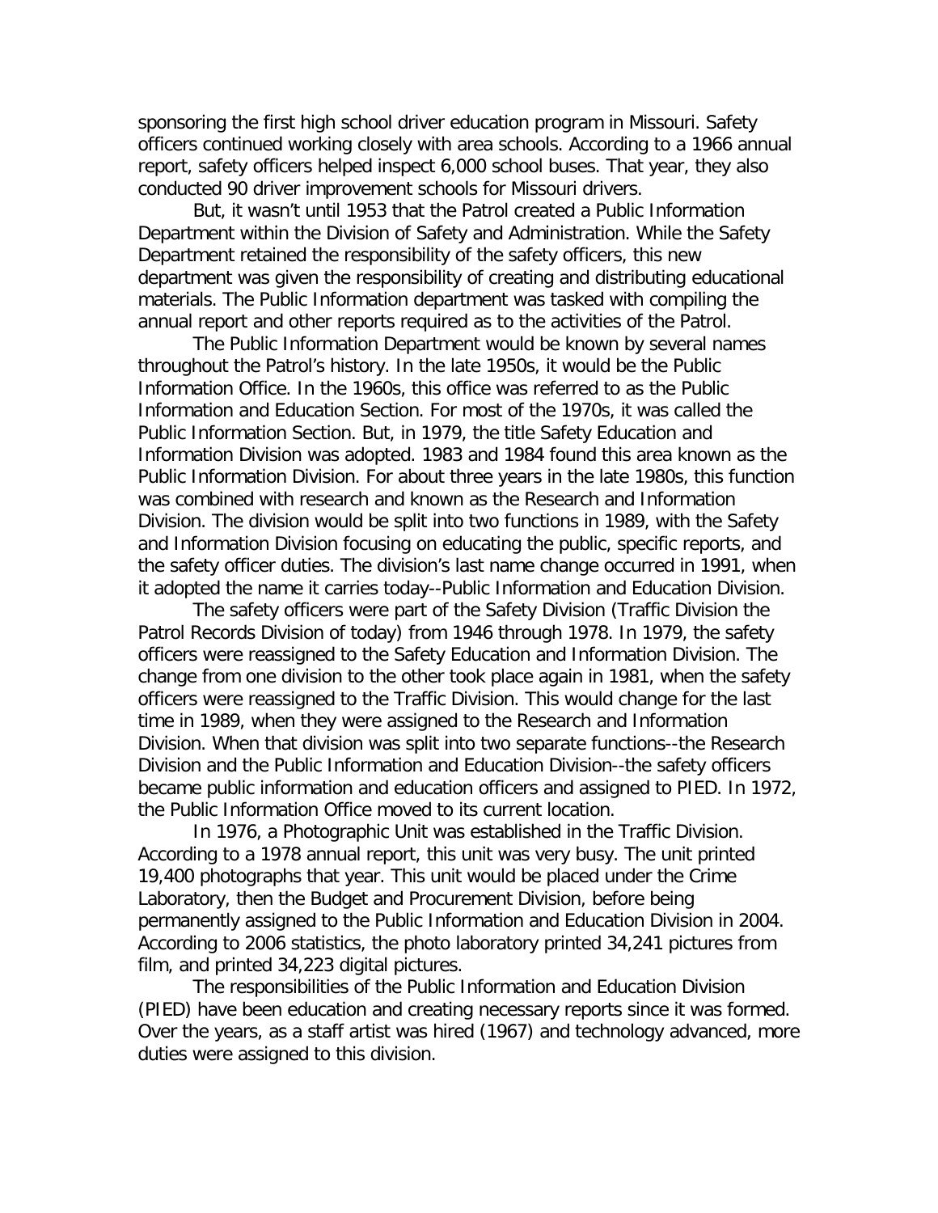sponsoring the first high school driver education program in Missouri. Safety officers continued working closely with area schools. According to a 1966 annual report, safety officers helped inspect 6,000 school buses. That year, they also conducted 90 driver improvement schools for Missouri drivers.

But, it wasn't until 1953 that the Patrol created a Public Information Department within the Division of Safety and Administration. While the Safety Department retained the responsibility of the safety officers, this new department was given the responsibility of creating and distributing educational materials. The Public Information department was tasked with compiling the annual report and other reports required as to the activities of the Patrol.

The Public Information Department would be known by several names throughout the Patrol's history. In the late 1950s, it would be the Public Information Office. In the 1960s, this office was referred to as the Public Information and Education Section. For most of the 1970s, it was called the Public Information Section. But, in 1979, the title Safety Education and Information Division was adopted. 1983 and 1984 found this area known as the Public Information Division. For about three years in the late 1980s, this function was combined with research and known as the Research and Information Division. The division would be split into two functions in 1989, with the Safety and Information Division focusing on educating the public, specific reports, and the safety officer duties. The division's last name change occurred in 1991, when it adopted the name it carries today--Public Information and Education Division.

The safety officers were part of the Safety Division (Traffic Division the Patrol Records Division of today) from 1946 through 1978. In 1979, the safety officers were reassigned to the Safety Education and Information Division. The change from one division to the other took place again in 1981, when the safety officers were reassigned to the Traffic Division. This would change for the last time in 1989, when they were assigned to the Research and Information Division. When that division was split into two separate functions--the Research Division and the Public Information and Education Division--the safety officers became public information and education officers and assigned to PIED. In 1972, the Public Information Office moved to its current location.

In 1976, a Photographic Unit was established in the Traffic Division. According to a 1978 annual report, this unit was very busy. The unit printed 19,400 photographs that year. This unit would be placed under the Crime Laboratory, then the Budget and Procurement Division, before being permanently assigned to the Public Information and Education Division in 2004. According to 2006 statistics, the photo laboratory printed 34,241 pictures from film, and printed 34,223 digital pictures.

The responsibilities of the Public Information and Education Division (PIED) have been education and creating necessary reports since it was formed. Over the years, as a staff artist was hired (1967) and technology advanced, more duties were assigned to this division.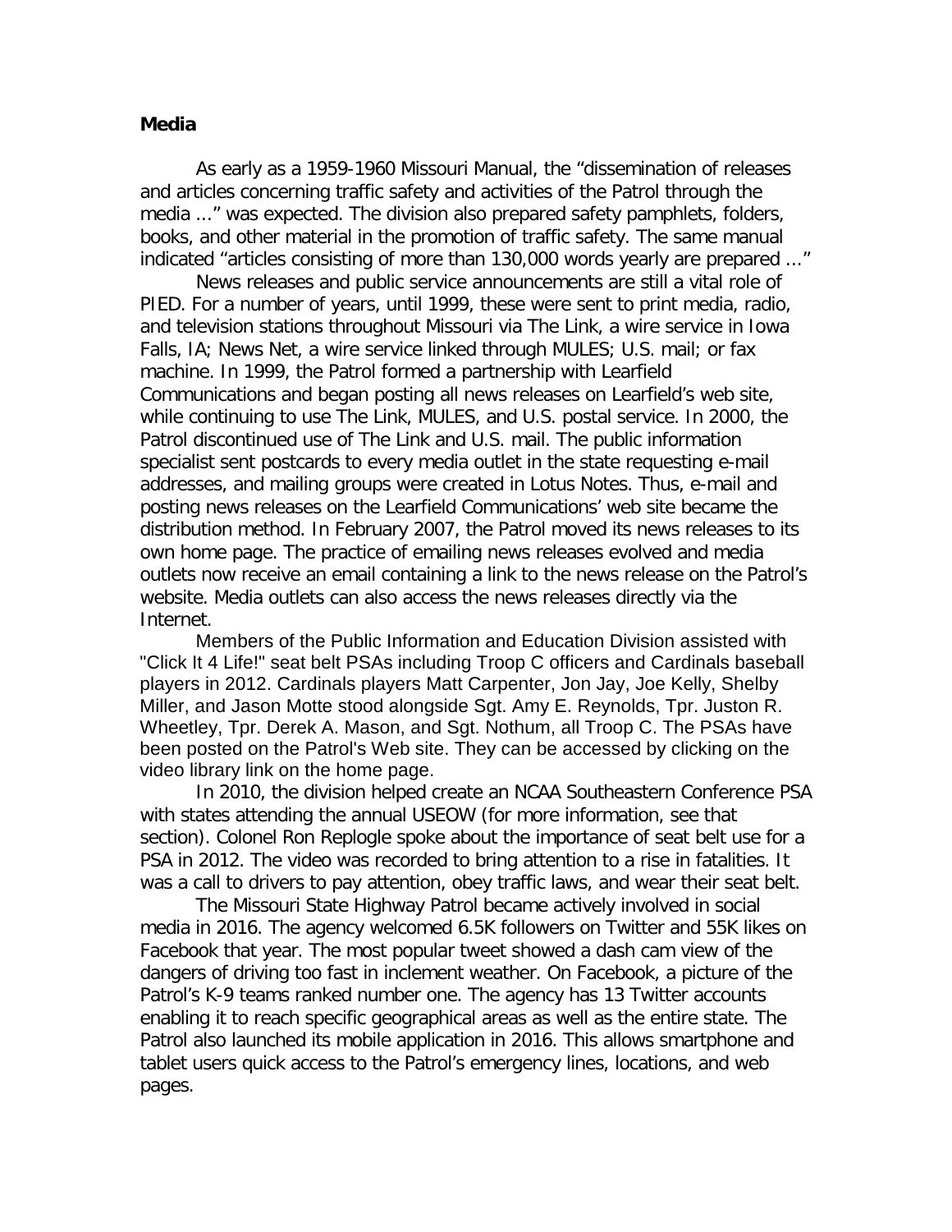**Media**

As early as a 1959-1960 Missouri Manual, the "dissemination of releases and articles concerning traffic safety and activities of the Patrol through the media ..." was expected. The division also prepared safety pamphlets, folders, books, and other material in the promotion of traffic safety. The same manual indicated "articles consisting of more than 130,000 words yearly are prepared ..."

News releases and public service announcements are still a vital role of PIED. For a number of years, until 1999, these were sent to print media, radio, and television stations throughout Missouri via The Link, a wire service in Iowa Falls, IA; News Net, a wire service linked through MULES; U.S. mail; or fax machine. In 1999, the Patrol formed a partnership with Learfield Communications and began posting all news releases on Learfield's web site, while continuing to use The Link, MULES, and U.S. postal service. In 2000, the Patrol discontinued use of The Link and U.S. mail. The public information specialist sent postcards to every media outlet in the state requesting e-mail addresses, and mailing groups were created in Lotus Notes. Thus, e-mail and posting news releases on the Learfield Communications' web site became the distribution method. In February 2007, the Patrol moved its news releases to its own home page. The practice of emailing news releases evolved and media outlets now receive an email containing a link to the news release on the Patrol's website. Media outlets can also access the news releases directly via the Internet.

Members of the Public Information and Education Division assisted with "Click It 4 Life!" seat belt PSAs including Troop C officers and Cardinals baseball players in 2012. Cardinals players Matt Carpenter, Jon Jay, Joe Kelly, Shelby Miller, and Jason Motte stood alongside Sgt. Amy E. Reynolds, Tpr. Juston R. Wheetley, Tpr. Derek A. Mason, and Sgt. Nothum, all Troop C. The PSAs have been posted on the Patrol's Web site. They can be accessed by clicking on the video library link on the home page.

In 2010, the division helped create an NCAA Southeastern Conference PSA with states attending the annual USEOW (for more information, see that section). Colonel Ron Replogle spoke about the importance of seat belt use for a PSA in 2012. The video was recorded to bring attention to a rise in fatalities. It was a call to drivers to pay attention, obey traffic laws, and wear their seat belt.

The Missouri State Highway Patrol became actively involved in social media in 2016. The agency welcomed 6.5K followers on Twitter and 55K likes on Facebook that year. The most popular tweet showed a dash cam view of the dangers of driving too fast in inclement weather. On Facebook, a picture of the Patrol's K-9 teams ranked number one. The agency has 13 Twitter accounts enabling it to reach specific geographical areas as well as the entire state. The Patrol also launched its mobile application in 2016. This allows smartphone and tablet users quick access to the Patrol's emergency lines, locations, and web pages.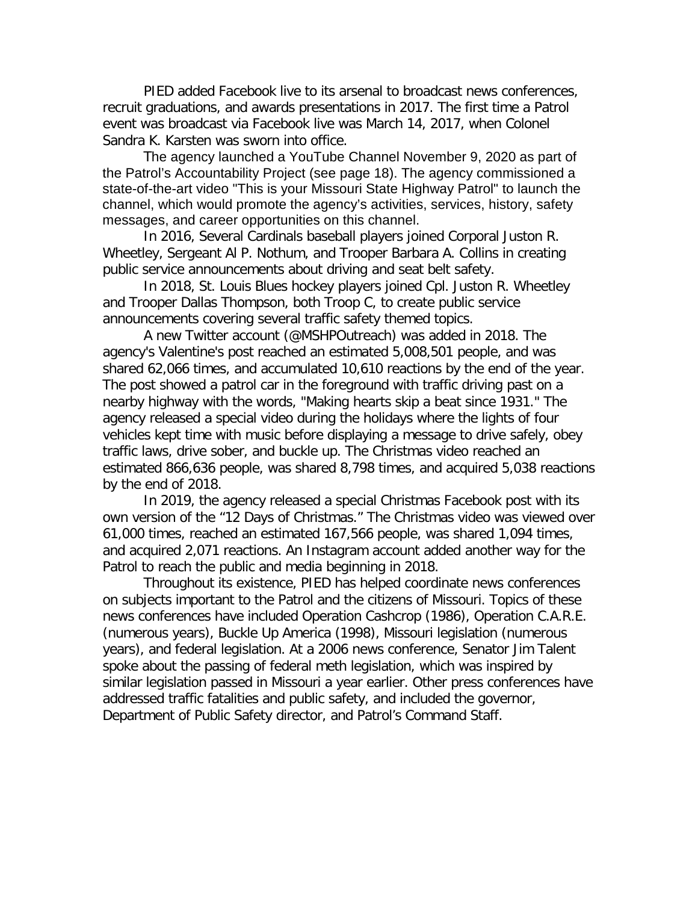PIED added Facebook live to its arsenal to broadcast news conferences, recruit graduations, and awards presentations in 2017. The first time a Patrol event was broadcast via Facebook live was March 14, 2017, when Colonel Sandra K. Karsten was sworn into office.

The agency launched a YouTube Channel November 9, 2020 as part of the Patrol's Accountability Project (see page 18). The agency commissioned a state-of-the-art video "This is your Missouri State Highway Patrol" to launch the channel, which would promote the agency's activities, services, history, safety messages, and career opportunities on this channel.

In 2016, Several Cardinals baseball players joined Corporal Juston R. Wheetley, Sergeant Al P. Nothum, and Trooper Barbara A. Collins in creating public service announcements about driving and seat belt safety.

In 2018, St. Louis Blues hockey players joined Cpl. Juston R. Wheetley and Trooper Dallas Thompson, both Troop C, to create public service announcements covering several traffic safety themed topics.

A new Twitter account (@MSHPOutreach) was added in 2018. The agency's Valentine's post reached an estimated 5,008,501 people, and was shared 62,066 times, and accumulated 10,610 reactions by the end of the year. The post showed a patrol car in the foreground with traffic driving past on a nearby highway with the words, "Making hearts skip a beat since 1931." The agency released a special video during the holidays where the lights of four vehicles kept time with music before displaying a message to drive safely, obey traffic laws, drive sober, and buckle up. The Christmas video reached an estimated 866,636 people, was shared 8,798 times, and acquired 5,038 reactions by the end of 2018.

In 2019, the agency released a special Christmas Facebook post with its own version of the "12 Days of Christmas." The Christmas video was viewed over 61,000 times, reached an estimated 167,566 people, was shared 1,094 times, and acquired 2,071 reactions. An Instagram account added another way for the Patrol to reach the public and media beginning in 2018.

Throughout its existence, PIED has helped coordinate news conferences on subjects important to the Patrol and the citizens of Missouri. Topics of these news conferences have included Operation Cashcrop (1986), Operation C.A.R.E. (numerous years), Buckle Up America (1998), Missouri legislation (numerous years), and federal legislation. At a 2006 news conference, Senator Jim Talent spoke about the passing of federal meth legislation, which was inspired by similar legislation passed in Missouri a year earlier. Other press conferences have addressed traffic fatalities and public safety, and included the governor, Department of Public Safety director, and Patrol's Command Staff.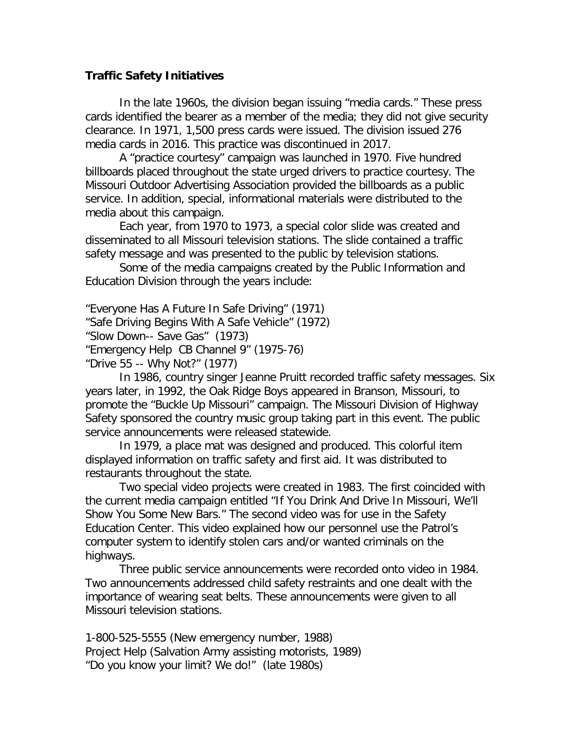**Traffic Safety Initiatives**

In the late 1960s, the division began issuing "media cards." These press cards identified the bearer as a member of the media; they did not give security clearance. In 1971, 1,500 press cards were issued. The division issued 276 media cards in 2016. This practice was discontinued in 2017.

A "practice courtesy" campaign was launched in 1970. Five hundred billboards placed throughout the state urged drivers to practice courtesy. The Missouri Outdoor Advertising Association provided the billboards as a public service. In addition, special, informational materials were distributed to the media about this campaign.

Each year, from 1970 to 1973, a special color slide was created and disseminated to all Missouri television stations. The slide contained a traffic safety message and was presented to the public by television stations.

Some of the media campaigns created by the Public Information and Education Division through the years include:

"Everyone Has A Future In Safe Driving" (1971)
"Safe Driving Begins With A Safe Vehicle" (1972)
"Slow Down-- Save Gas" (1973)
"Emergency Help CB Channel 9" (1975-76)
"Drive 55 -- Why Not?" (1977)

In 1986, country singer Jeanne Pruitt recorded traffic safety messages. Six years later, in 1992, the Oak Ridge Boys appeared in Branson, Missouri, to promote the "Buckle Up Missouri" campaign. The Missouri Division of Highway Safety sponsored the country music group taking part in this event. The public service announcements were released statewide.

In 1979, a place mat was designed and produced. This colorful item displayed information on traffic safety and first aid. It was distributed to restaurants throughout the state.

Two special video projects were created in 1983. The first coincided with the current media campaign entitled "If You Drink And Drive In Missouri, We'll Show You Some New Bars." The second video was for use in the Safety Education Center. This video explained how our personnel use the Patrol's computer system to identify stolen cars and/or wanted criminals on the highways.

Three public service announcements were recorded onto video in 1984. Two announcements addressed child safety restraints and one dealt with the importance of wearing seat belts. These announcements were given to all Missouri television stations.

1-800-525-5555 (New emergency number, 1988)
Project Help (Salvation Army assisting motorists, 1989)
"Do you know your limit? We do!" (late 1980s)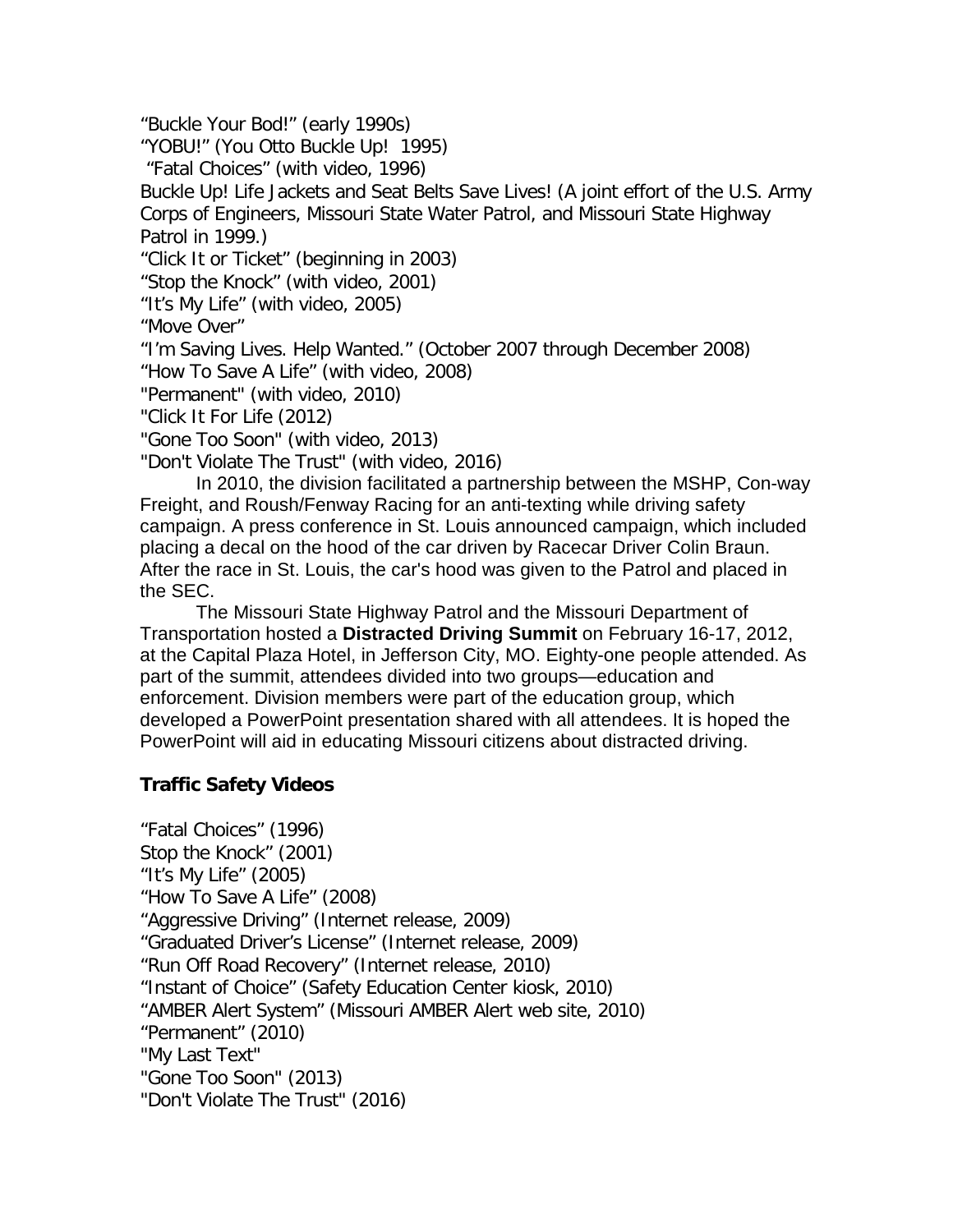"Buckle Your Bod!" (early 1990s)
"YOBU!" (You Otto Buckle Up!  1995)
 "Fatal Choices" (with video, 1996)
Buckle Up! Life Jackets and Seat Belts Save Lives! (A joint effort of the U.S. Army Corps of Engineers, Missouri State Water Patrol, and Missouri State Highway Patrol in 1999.)
"Click It or Ticket" (beginning in 2003)
"Stop the Knock" (with video, 2001)
"It's My Life" (with video, 2005)
"Move Over"
"I'm Saving Lives. Help Wanted." (October 2007 through December 2008)
"How To Save A Life" (with video, 2008)
"Permanent" (with video, 2010)
"Click It For Life (2012)
"Gone Too Soon" (with video, 2013)
"Don't Violate The Trust" (with video, 2016)

In 2010, the division facilitated a partnership between the MSHP, Con-way Freight, and Roush/Fenway Racing for an anti-texting while driving safety campaign. A press conference in St. Louis announced campaign, which included placing a decal on the hood of the car driven by Racecar Driver Colin Braun. After the race in St. Louis, the car's hood was given to the Patrol and placed in the SEC.

The Missouri State Highway Patrol and the Missouri Department of Transportation hosted a **Distracted Driving Summit** on February 16-17, 2012, at the Capital Plaza Hotel, in Jefferson City, MO. Eighty-one people attended. As part of the summit, attendees divided into two groups—education and enforcement. Division members were part of the education group, which developed a PowerPoint presentation shared with all attendees. It is hoped the PowerPoint will aid in educating Missouri citizens about distracted driving.

**Traffic Safety Videos**

"Fatal Choices" (1996)
Stop the Knock" (2001)
"It's My Life" (2005)
"How To Save A Life" (2008)
"Aggressive Driving" (Internet release, 2009)
"Graduated Driver's License" (Internet release, 2009)
"Run Off Road Recovery" (Internet release, 2010)
"Instant of Choice" (Safety Education Center kiosk, 2010)
"AMBER Alert System" (Missouri AMBER Alert web site, 2010)
"Permanent" (2010)
"My Last Text"
"Gone Too Soon" (2013)
"Don't Violate The Trust" (2016)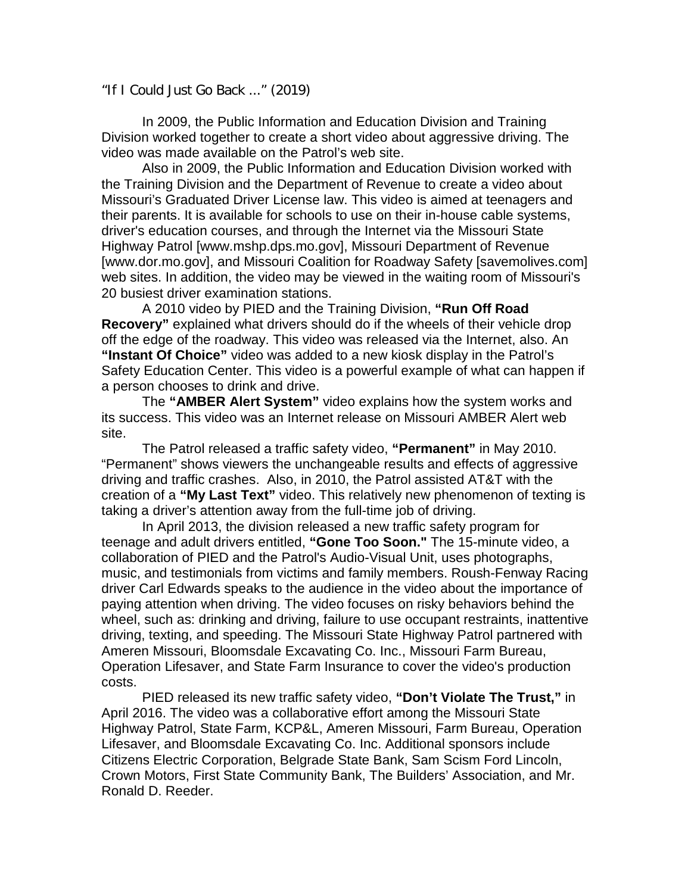“If I Could Just Go Back ...” (2019)

In 2009, the Public Information and Education Division and Training Division worked together to create a short video about aggressive driving. The video was made available on the Patrol’s web site.

Also in 2009, the Public Information and Education Division worked with the Training Division and the Department of Revenue to create a video about Missouri’s Graduated Driver License law. This video is aimed at teenagers and their parents. It is available for schools to use on their in-house cable systems, driver's education courses, and through the Internet via the Missouri State Highway Patrol [www.mshp.dps.mo.gov], Missouri Department of Revenue [www.dor.mo.gov], and Missouri Coalition for Roadway Safety [savemolives.com] web sites. In addition, the video may be viewed in the waiting room of Missouri's 20 busiest driver examination stations.

A 2010 video by PIED and the Training Division, **“Run Off Road Recovery”** explained what drivers should do if the wheels of their vehicle drop off the edge of the roadway. This video was released via the Internet, also. An **“Instant Of Choice”** video was added to a new kiosk display in the Patrol’s Safety Education Center. This video is a powerful example of what can happen if a person chooses to drink and drive.

The **“AMBER Alert System”** video explains how the system works and its success. This video was an Internet release on Missouri AMBER Alert web site.

The Patrol released a traffic safety video, **“Permanent”** in May 2010. “Permanent” shows viewers the unchangeable results and effects of aggressive driving and traffic crashes. Also, in 2010, the Patrol assisted AT&T with the creation of a **“My Last Text”** video. This relatively new phenomenon of texting is taking a driver’s attention away from the full-time job of driving.

In April 2013, the division released a new traffic safety program for teenage and adult drivers entitled, **“Gone Too Soon."** The 15-minute video, a collaboration of PIED and the Patrol's Audio-Visual Unit, uses photographs, music, and testimonials from victims and family members. Roush-Fenway Racing driver Carl Edwards speaks to the audience in the video about the importance of paying attention when driving. The video focuses on risky behaviors behind the wheel, such as: drinking and driving, failure to use occupant restraints, inattentive driving, texting, and speeding. The Missouri State Highway Patrol partnered with Ameren Missouri, Bloomsdale Excavating Co. Inc., Missouri Farm Bureau, Operation Lifesaver, and State Farm Insurance to cover the video's production costs.

PIED released its new traffic safety video, **“Don’t Violate The Trust,”** in April 2016. The video was a collaborative effort among the Missouri State Highway Patrol, State Farm, KCP&L, Ameren Missouri, Farm Bureau, Operation Lifesaver, and Bloomsdale Excavating Co. Inc. Additional sponsors include Citizens Electric Corporation, Belgrade State Bank, Sam Scism Ford Lincoln, Crown Motors, First State Community Bank, The Builders’ Association, and Mr. Ronald D. Reeder.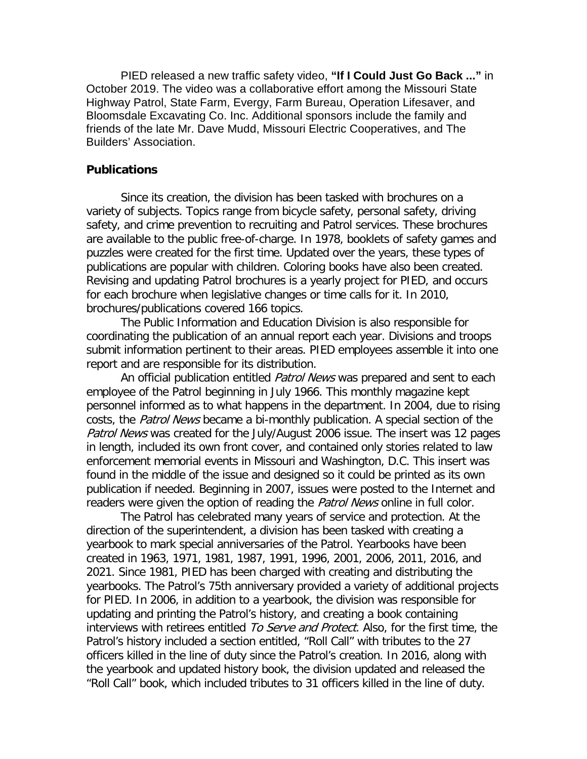PIED released a new traffic safety video, **"If I Could Just Go Back ..."** in October 2019. The video was a collaborative effort among the Missouri State Highway Patrol, State Farm, Evergy, Farm Bureau, Operation Lifesaver, and Bloomsdale Excavating Co. Inc. Additional sponsors include the family and friends of the late Mr. Dave Mudd, Missouri Electric Cooperatives, and The Builders' Association.

## Publications

Since its creation, the division has been tasked with brochures on a variety of subjects. Topics range from bicycle safety, personal safety, driving safety, and crime prevention to recruiting and Patrol services. These brochures are available to the public free-of-charge. In 1978, booklets of safety games and puzzles were created for the first time. Updated over the years, these types of publications are popular with children. Coloring books have also been created. Revising and updating Patrol brochures is a yearly project for PIED, and occurs for each brochure when legislative changes or time calls for it. In 2010, brochures/publications covered 166 topics.

The Public Information and Education Division is also responsible for coordinating the publication of an annual report each year. Divisions and troops submit information pertinent to their areas. PIED employees assemble it into one report and are responsible for its distribution.

An official publication entitled *Patrol News* was prepared and sent to each employee of the Patrol beginning in July 1966. This monthly magazine kept personnel informed as to what happens in the department. In 2004, due to rising costs, the *Patrol News* became a bi-monthly publication. A special section of the *Patrol News* was created for the July/August 2006 issue. The insert was 12 pages in length, included its own front cover, and contained only stories related to law enforcement memorial events in Missouri and Washington, D.C. This insert was found in the middle of the issue and designed so it could be printed as its own publication if needed. Beginning in 2007, issues were posted to the Internet and readers were given the option of reading the *Patrol News* online in full color.

The Patrol has celebrated many years of service and protection. At the direction of the superintendent, a division has been tasked with creating a yearbook to mark special anniversaries of the Patrol. Yearbooks have been created in 1963, 1971, 1981, 1987, 1991, 1996, 2001, 2006, 2011, 2016, and 2021. Since 1981, PIED has been charged with creating and distributing the yearbooks. The Patrol's 75th anniversary provided a variety of additional projects for PIED. In 2006, in addition to a yearbook, the division was responsible for updating and printing the Patrol's history, and creating a book containing interviews with retirees entitled *To Serve and Protect*. Also, for the first time, the Patrol's history included a section entitled, "Roll Call" with tributes to the 27 officers killed in the line of duty since the Patrol's creation. In 2016, along with the yearbook and updated history book, the division updated and released the "Roll Call" book, which included tributes to 31 officers killed in the line of duty.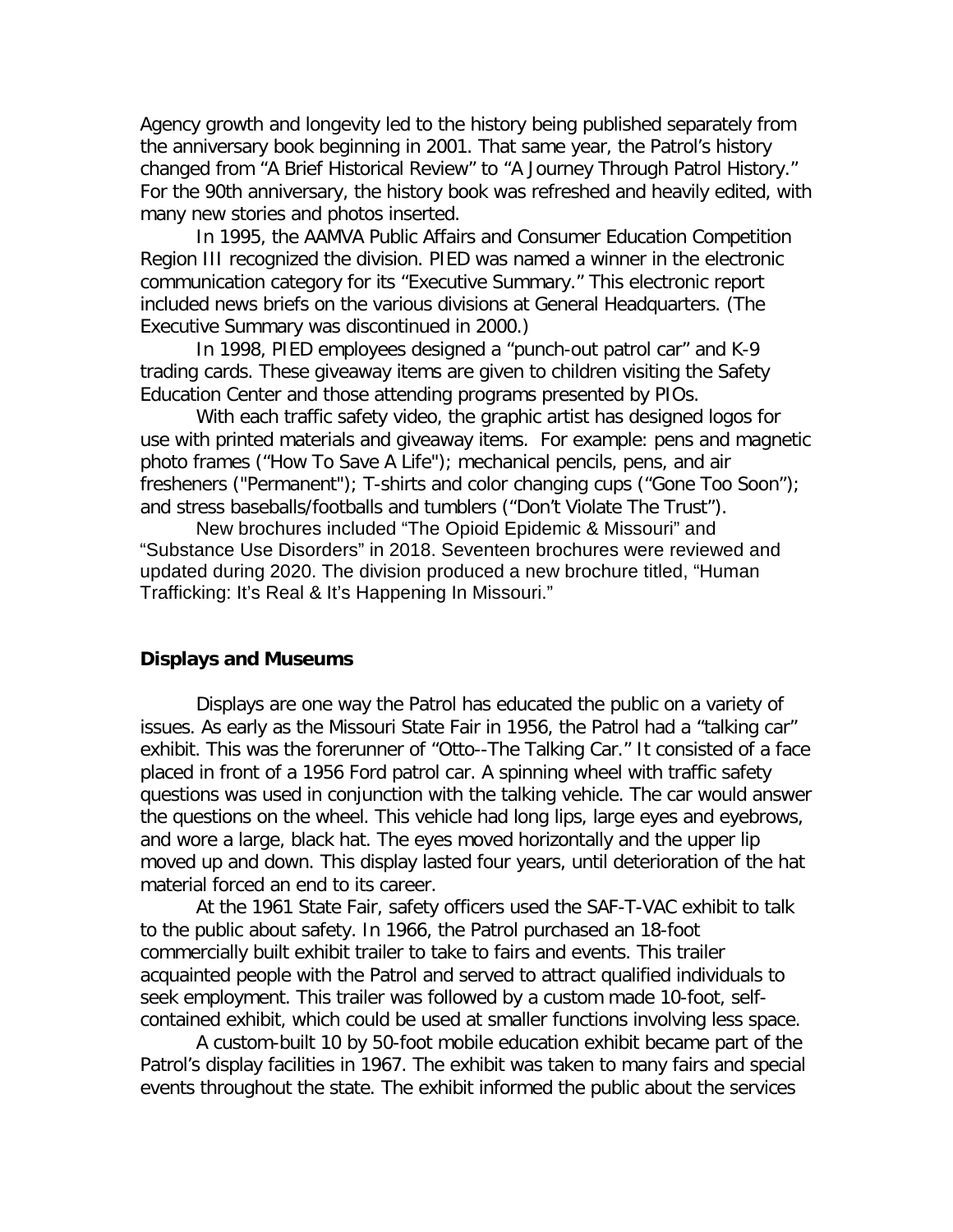Agency growth and longevity led to the history being published separately from the anniversary book beginning in 2001. That same year, the Patrol's history changed from "A Brief Historical Review" to "A Journey Through Patrol History." For the 90th anniversary, the history book was refreshed and heavily edited, with many new stories and photos inserted.

In 1995, the AAMVA Public Affairs and Consumer Education Competition Region III recognized the division. PIED was named a winner in the electronic communication category for its "Executive Summary." This electronic report included news briefs on the various divisions at General Headquarters. (The Executive Summary was discontinued in 2000.)

In 1998, PIED employees designed a "punch-out patrol car" and K-9 trading cards. These giveaway items are given to children visiting the Safety Education Center and those attending programs presented by PIOs.

With each traffic safety video, the graphic artist has designed logos for use with printed materials and giveaway items. For example: pens and magnetic photo frames ("How To Save A Life"); mechanical pencils, pens, and air fresheners ("Permanent"); T-shirts and color changing cups ("Gone Too Soon"); and stress baseballs/footballs and tumblers ("Don't Violate The Trust").

New brochures included "The Opioid Epidemic & Missouri" and "Substance Use Disorders" in 2018. Seventeen brochures were reviewed and updated during 2020. The division produced a new brochure titled, "Human Trafficking: It's Real & It's Happening In Missouri."

**Displays and Museums**

Displays are one way the Patrol has educated the public on a variety of issues. As early as the Missouri State Fair in 1956, the Patrol had a "talking car" exhibit. This was the forerunner of "Otto--The Talking Car." It consisted of a face placed in front of a 1956 Ford patrol car. A spinning wheel with traffic safety questions was used in conjunction with the talking vehicle. The car would answer the questions on the wheel. This vehicle had long lips, large eyes and eyebrows, and wore a large, black hat. The eyes moved horizontally and the upper lip moved up and down. This display lasted four years, until deterioration of the hat material forced an end to its career.

At the 1961 State Fair, safety officers used the SAF-T-VAC exhibit to talk to the public about safety. In 1966, the Patrol purchased an 18-foot commercially built exhibit trailer to take to fairs and events. This trailer acquainted people with the Patrol and served to attract qualified individuals to seek employment. This trailer was followed by a custom made 10-foot, self-contained exhibit, which could be used at smaller functions involving less space.

A custom-built 10 by 50-foot mobile education exhibit became part of the Patrol's display facilities in 1967. The exhibit was taken to many fairs and special events throughout the state. The exhibit informed the public about the services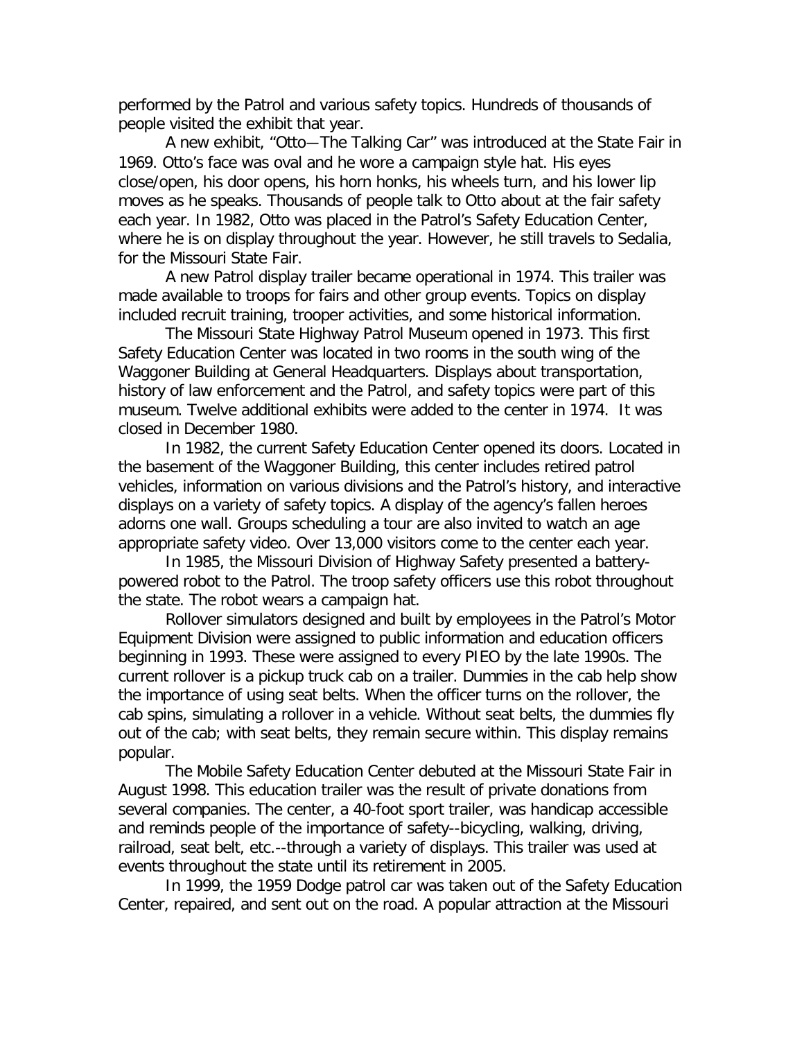performed by the Patrol and various safety topics. Hundreds of thousands of people visited the exhibit that year.

A new exhibit, "Otto—The Talking Car" was introduced at the State Fair in 1969. Otto's face was oval and he wore a campaign style hat. His eyes close/open, his door opens, his horn honks, his wheels turn, and his lower lip moves as he speaks. Thousands of people talk to Otto about at the fair safety each year. In 1982, Otto was placed in the Patrol's Safety Education Center, where he is on display throughout the year. However, he still travels to Sedalia, for the Missouri State Fair.

A new Patrol display trailer became operational in 1974. This trailer was made available to troops for fairs and other group events. Topics on display included recruit training, trooper activities, and some historical information.

The Missouri State Highway Patrol Museum opened in 1973. This first Safety Education Center was located in two rooms in the south wing of the Waggoner Building at General Headquarters. Displays about transportation, history of law enforcement and the Patrol, and safety topics were part of this museum. Twelve additional exhibits were added to the center in 1974. It was closed in December 1980.

In 1982, the current Safety Education Center opened its doors. Located in the basement of the Waggoner Building, this center includes retired patrol vehicles, information on various divisions and the Patrol's history, and interactive displays on a variety of safety topics. A display of the agency's fallen heroes adorns one wall. Groups scheduling a tour are also invited to watch an age appropriate safety video. Over 13,000 visitors come to the center each year.

In 1985, the Missouri Division of Highway Safety presented a battery-powered robot to the Patrol. The troop safety officers use this robot throughout the state. The robot wears a campaign hat.

Rollover simulators designed and built by employees in the Patrol's Motor Equipment Division were assigned to public information and education officers beginning in 1993. These were assigned to every PIEO by the late 1990s. The current rollover is a pickup truck cab on a trailer. Dummies in the cab help show the importance of using seat belts. When the officer turns on the rollover, the cab spins, simulating a rollover in a vehicle. Without seat belts, the dummies fly out of the cab; with seat belts, they remain secure within. This display remains popular.

The Mobile Safety Education Center debuted at the Missouri State Fair in August 1998. This education trailer was the result of private donations from several companies. The center, a 40-foot sport trailer, was handicap accessible and reminds people of the importance of safety--bicycling, walking, driving, railroad, seat belt, etc.--through a variety of displays. This trailer was used at events throughout the state until its retirement in 2005.

In 1999, the 1959 Dodge patrol car was taken out of the Safety Education Center, repaired, and sent out on the road. A popular attraction at the Missouri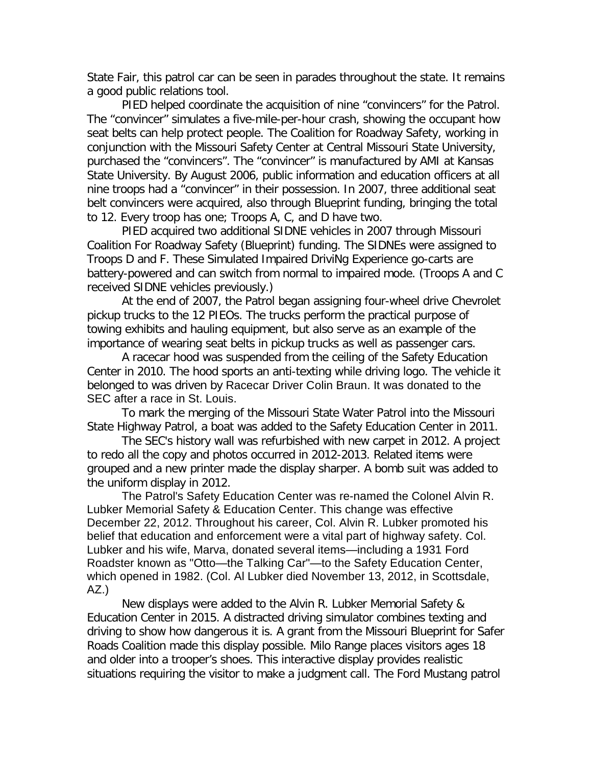State Fair, this patrol car can be seen in parades throughout the state. It remains a good public relations tool.

PIED helped coordinate the acquisition of nine "convincers" for the Patrol. The "convincer" simulates a five-mile-per-hour crash, showing the occupant how seat belts can help protect people. The Coalition for Roadway Safety, working in conjunction with the Missouri Safety Center at Central Missouri State University, purchased the "convincers". The "convincer" is manufactured by AMI at Kansas State University. By August 2006, public information and education officers at all nine troops had a "convincer" in their possession. In 2007, three additional seat belt convincers were acquired, also through Blueprint funding, bringing the total to 12. Every troop has one; Troops A, C, and D have two.

PIED acquired two additional SIDNE vehicles in 2007 through Missouri Coalition For Roadway Safety (Blueprint) funding. The SIDNEs were assigned to Troops D and F. These Simulated Impaired DriviNg Experience go-carts are battery-powered and can switch from normal to impaired mode. (Troops A and C received SIDNE vehicles previously.)

At the end of 2007, the Patrol began assigning four-wheel drive Chevrolet pickup trucks to the 12 PIEOs. The trucks perform the practical purpose of towing exhibits and hauling equipment, but also serve as an example of the importance of wearing seat belts in pickup trucks as well as passenger cars.

A racecar hood was suspended from the ceiling of the Safety Education Center in 2010. The hood sports an anti-texting while driving logo. The vehicle it belonged to was driven by Racecar Driver Colin Braun. It was donated to the SEC after a race in St. Louis.

To mark the merging of the Missouri State Water Patrol into the Missouri State Highway Patrol, a boat was added to the Safety Education Center in 2011.

The SEC's history wall was refurbished with new carpet in 2012. A project to redo all the copy and photos occurred in 2012-2013. Related items were grouped and a new printer made the display sharper. A bomb suit was added to the uniform display in 2012.

The Patrol's Safety Education Center was re-named the Colonel Alvin R. Lubker Memorial Safety & Education Center. This change was effective December 22, 2012. Throughout his career, Col. Alvin R. Lubker promoted his belief that education and enforcement were a vital part of highway safety. Col. Lubker and his wife, Marva, donated several items—including a 1931 Ford Roadster known as "Otto—the Talking Car"—to the Safety Education Center, which opened in 1982. (Col. Al Lubker died November 13, 2012, in Scottsdale, AZ.)

New displays were added to the Alvin R. Lubker Memorial Safety & Education Center in 2015. A distracted driving simulator combines texting and driving to show how dangerous it is. A grant from the Missouri Blueprint for Safer Roads Coalition made this display possible. Milo Range places visitors ages 18 and older into a trooper's shoes. This interactive display provides realistic situations requiring the visitor to make a judgment call. The Ford Mustang patrol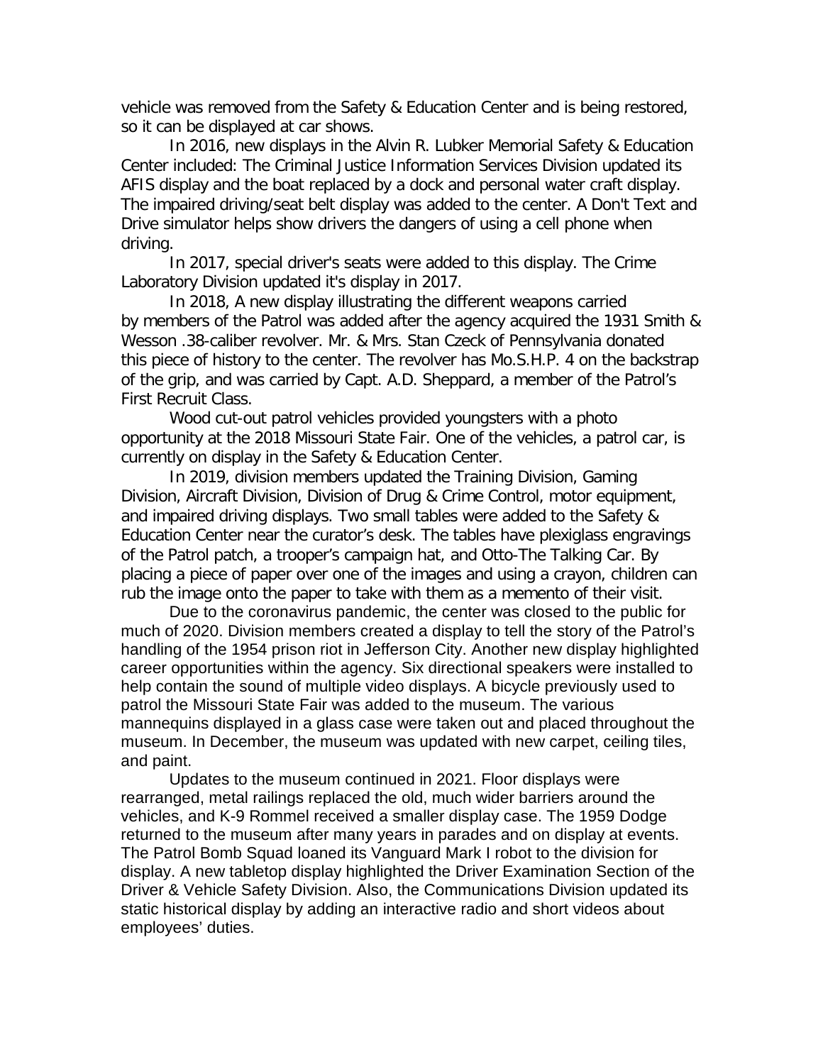vehicle was removed from the Safety & Education Center and is being restored, so it can be displayed at car shows.

In 2016, new displays in the Alvin R. Lubker Memorial Safety & Education Center included: The Criminal Justice Information Services Division updated its AFIS display and the boat replaced by a dock and personal water craft display. The impaired driving/seat belt display was added to the center. A Don't Text and Drive simulator helps show drivers the dangers of using a cell phone when driving.

In 2017, special driver's seats were added to this display. The Crime Laboratory Division updated it's display in 2017.

In 2018, A new display illustrating the different weapons carried by members of the Patrol was added after the agency acquired the 1931 Smith & Wesson .38-caliber revolver. Mr. & Mrs. Stan Czeck of Pennsylvania donated this piece of history to the center. The revolver has Mo.S.H.P. 4 on the backstrap of the grip, and was carried by Capt. A.D. Sheppard, a member of the Patrol's First Recruit Class.

Wood cut-out patrol vehicles provided youngsters with a photo opportunity at the 2018 Missouri State Fair. One of the vehicles, a patrol car, is currently on display in the Safety & Education Center.

In 2019, division members updated the Training Division, Gaming Division, Aircraft Division, Division of Drug & Crime Control, motor equipment, and impaired driving displays. Two small tables were added to the Safety & Education Center near the curator's desk. The tables have plexiglass engravings of the Patrol patch, a trooper's campaign hat, and Otto-The Talking Car. By placing a piece of paper over one of the images and using a crayon, children can rub the image onto the paper to take with them as a memento of their visit.

Due to the coronavirus pandemic, the center was closed to the public for much of 2020. Division members created a display to tell the story of the Patrol's handling of the 1954 prison riot in Jefferson City. Another new display highlighted career opportunities within the agency. Six directional speakers were installed to help contain the sound of multiple video displays. A bicycle previously used to patrol the Missouri State Fair was added to the museum. The various mannequins displayed in a glass case were taken out and placed throughout the museum. In December, the museum was updated with new carpet, ceiling tiles, and paint.

Updates to the museum continued in 2021. Floor displays were rearranged, metal railings replaced the old, much wider barriers around the vehicles, and K-9 Rommel received a smaller display case. The 1959 Dodge returned to the museum after many years in parades and on display at events. The Patrol Bomb Squad loaned its Vanguard Mark I robot to the division for display. A new tabletop display highlighted the Driver Examination Section of the Driver & Vehicle Safety Division. Also, the Communications Division updated its static historical display by adding an interactive radio and short videos about employees' duties.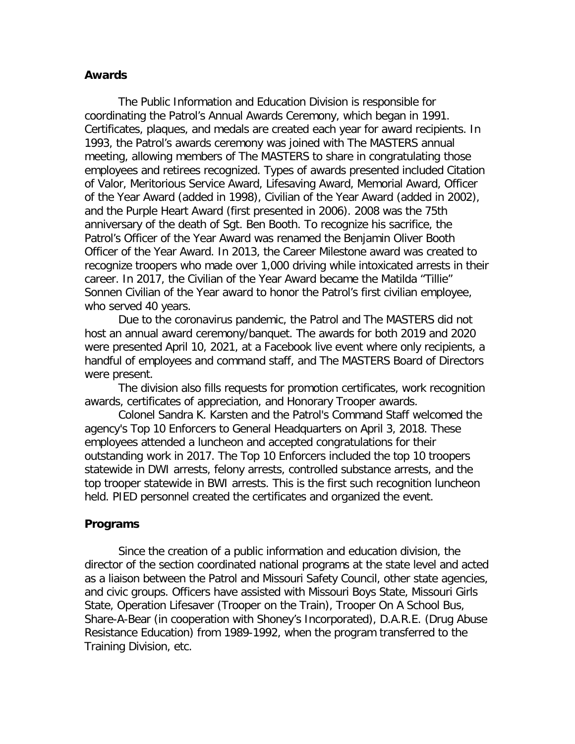## Awards

The Public Information and Education Division is responsible for coordinating the Patrol's Annual Awards Ceremony, which began in 1991. Certificates, plaques, and medals are created each year for award recipients. In 1993, the Patrol's awards ceremony was joined with The MASTERS annual meeting, allowing members of The MASTERS to share in congratulating those employees and retirees recognized. Types of awards presented included Citation of Valor, Meritorious Service Award, Lifesaving Award, Memorial Award, Officer of the Year Award (added in 1998), Civilian of the Year Award (added in 2002), and the Purple Heart Award (first presented in 2006). 2008 was the 75th anniversary of the death of Sgt. Ben Booth. To recognize his sacrifice, the Patrol's Officer of the Year Award was renamed the Benjamin Oliver Booth Officer of the Year Award. In 2013, the Career Milestone award was created to recognize troopers who made over 1,000 driving while intoxicated arrests in their career. In 2017, the Civilian of the Year Award became the Matilda "Tillie" Sonnen Civilian of the Year award to honor the Patrol's first civilian employee, who served 40 years.

Due to the coronavirus pandemic, the Patrol and The MASTERS did not host an annual award ceremony/banquet. The awards for both 2019 and 2020 were presented April 10, 2021, at a Facebook live event where only recipients, a handful of employees and command staff, and The MASTERS Board of Directors were present.

The division also fills requests for promotion certificates, work recognition awards, certificates of appreciation, and Honorary Trooper awards.

Colonel Sandra K. Karsten and the Patrol's Command Staff welcomed the agency's Top 10 Enforcers to General Headquarters on April 3, 2018. These employees attended a luncheon and accepted congratulations for their outstanding work in 2017. The Top 10 Enforcers included the top 10 troopers statewide in DWI arrests, felony arrests, controlled substance arrests, and the top trooper statewide in BWI arrests. This is the first such recognition luncheon held. PIED personnel created the certificates and organized the event.

## Programs

Since the creation of a public information and education division, the director of the section coordinated national programs at the state level and acted as a liaison between the Patrol and Missouri Safety Council, other state agencies, and civic groups. Officers have assisted with Missouri Boys State, Missouri Girls State, Operation Lifesaver (Trooper on the Train), Trooper On A School Bus, Share-A-Bear (in cooperation with Shoney's Incorporated), D.A.R.E. (Drug Abuse Resistance Education) from 1989-1992, when the program transferred to the Training Division, etc.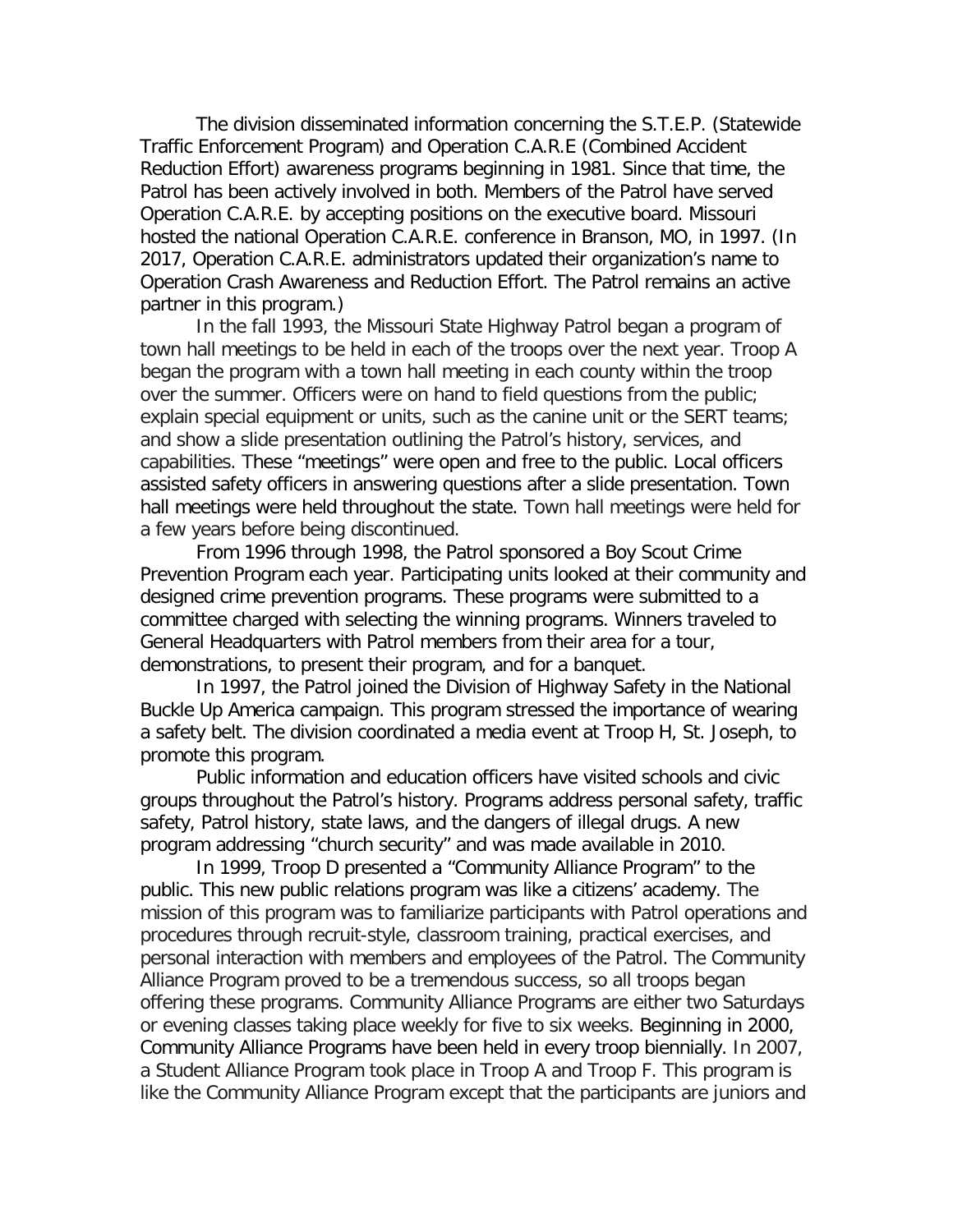The division disseminated information concerning the S.T.E.P. (Statewide Traffic Enforcement Program) and Operation C.A.R.E (Combined Accident Reduction Effort) awareness programs beginning in 1981. Since that time, the Patrol has been actively involved in both. Members of the Patrol have served Operation C.A.R.E. by accepting positions on the executive board. Missouri hosted the national Operation C.A.R.E. conference in Branson, MO, in 1997. (In 2017, Operation C.A.R.E. administrators updated their organization's name to Operation Crash Awareness and Reduction Effort. The Patrol remains an active partner in this program.)

In the fall 1993, the Missouri State Highway Patrol began a program of town hall meetings to be held in each of the troops over the next year. Troop A began the program with a town hall meeting in each county within the troop over the summer. Officers were on hand to field questions from the public; explain special equipment or units, such as the canine unit or the SERT teams; and show a slide presentation outlining the Patrol's history, services, and capabilities. These "meetings" were open and free to the public. Local officers assisted safety officers in answering questions after a slide presentation. Town hall meetings were held throughout the state. Town hall meetings were held for a few years before being discontinued.

From 1996 through 1998, the Patrol sponsored a Boy Scout Crime Prevention Program each year. Participating units looked at their community and designed crime prevention programs. These programs were submitted to a committee charged with selecting the winning programs. Winners traveled to General Headquarters with Patrol members from their area for a tour, demonstrations, to present their program, and for a banquet.

In 1997, the Patrol joined the Division of Highway Safety in the National Buckle Up America campaign. This program stressed the importance of wearing a safety belt. The division coordinated a media event at Troop H, St. Joseph, to promote this program.

Public information and education officers have visited schools and civic groups throughout the Patrol's history. Programs address personal safety, traffic safety, Patrol history, state laws, and the dangers of illegal drugs. A new program addressing "church security" and was made available in 2010.

In 1999, Troop D presented a "Community Alliance Program" to the public. This new public relations program was like a citizens' academy. The mission of this program was to familiarize participants with Patrol operations and procedures through recruit-style, classroom training, practical exercises, and personal interaction with members and employees of the Patrol. The Community Alliance Program proved to be a tremendous success, so all troops began offering these programs. Community Alliance Programs are either two Saturdays or evening classes taking place weekly for five to six weeks. Beginning in 2000, Community Alliance Programs have been held in every troop biennially. In 2007, a Student Alliance Program took place in Troop A and Troop F. This program is like the Community Alliance Program except that the participants are juniors and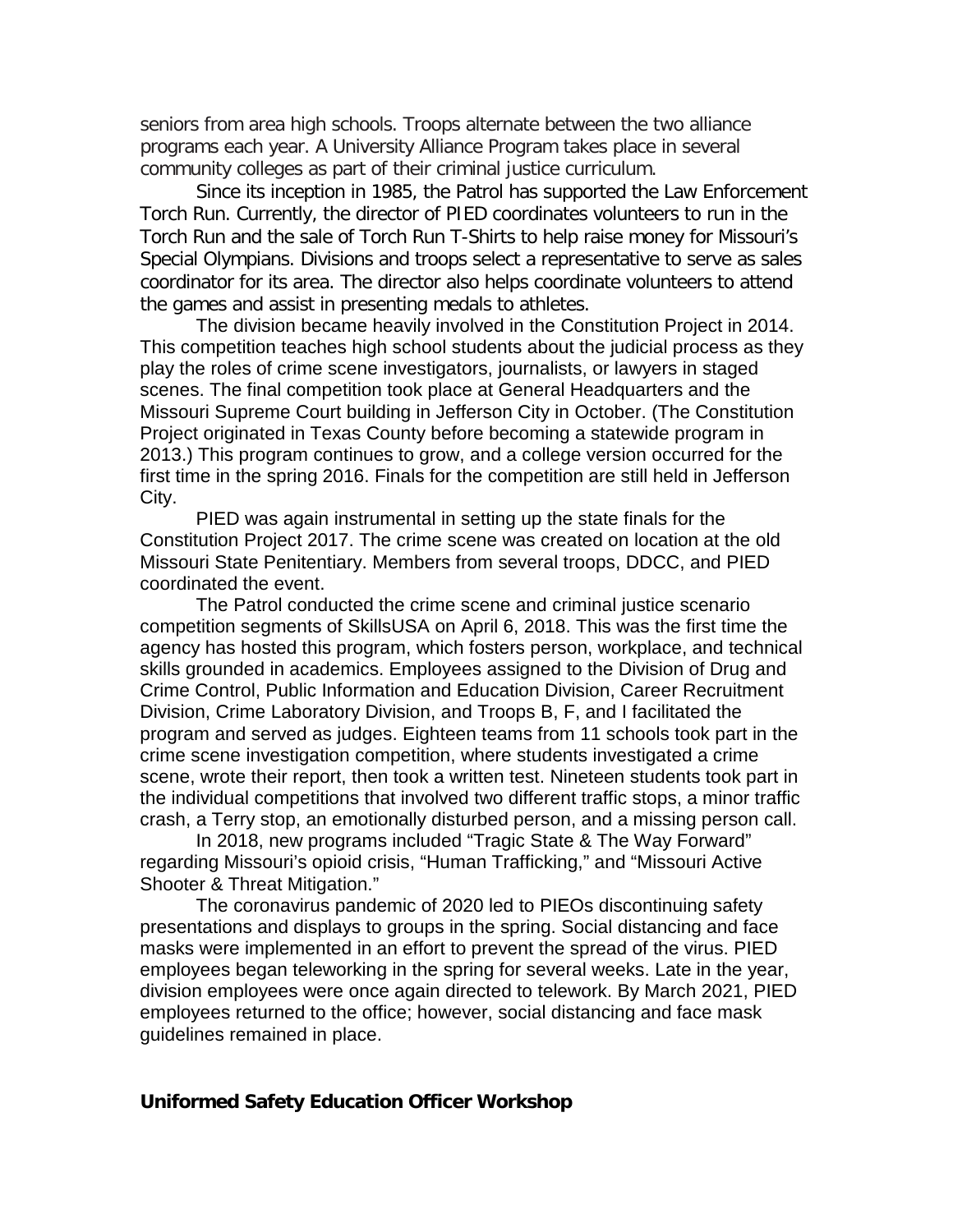seniors from area high schools. Troops alternate between the two alliance programs each year. A University Alliance Program takes place in several community colleges as part of their criminal justice curriculum.

Since its inception in 1985, the Patrol has supported the Law Enforcement Torch Run. Currently, the director of PIED coordinates volunteers to run in the Torch Run and the sale of Torch Run T-Shirts to help raise money for Missouri's Special Olympians. Divisions and troops select a representative to serve as sales coordinator for its area. The director also helps coordinate volunteers to attend the games and assist in presenting medals to athletes.

The division became heavily involved in the Constitution Project in 2014. This competition teaches high school students about the judicial process as they play the roles of crime scene investigators, journalists, or lawyers in staged scenes. The final competition took place at General Headquarters and the Missouri Supreme Court building in Jefferson City in October. (The Constitution Project originated in Texas County before becoming a statewide program in 2013.) This program continues to grow, and a college version occurred for the first time in the spring 2016. Finals for the competition are still held in Jefferson City.

PIED was again instrumental in setting up the state finals for the Constitution Project 2017. The crime scene was created on location at the old Missouri State Penitentiary. Members from several troops, DDCC, and PIED coordinated the event.

The Patrol conducted the crime scene and criminal justice scenario competition segments of SkillsUSA on April 6, 2018. This was the first time the agency has hosted this program, which fosters person, workplace, and technical skills grounded in academics. Employees assigned to the Division of Drug and Crime Control, Public Information and Education Division, Career Recruitment Division, Crime Laboratory Division, and Troops B, F, and I facilitated the program and served as judges. Eighteen teams from 11 schools took part in the crime scene investigation competition, where students investigated a crime scene, wrote their report, then took a written test. Nineteen students took part in the individual competitions that involved two different traffic stops, a minor traffic crash, a Terry stop, an emotionally disturbed person, and a missing person call.

In 2018, new programs included "Tragic State & The Way Forward" regarding Missouri's opioid crisis, "Human Trafficking," and "Missouri Active Shooter & Threat Mitigation."

The coronavirus pandemic of 2020 led to PIEOs discontinuing safety presentations and displays to groups in the spring. Social distancing and face masks were implemented in an effort to prevent the spread of the virus. PIED employees began teleworking in the spring for several weeks. Late in the year, division employees were once again directed to telework. By March 2021, PIED employees returned to the office; however, social distancing and face mask guidelines remained in place.

## Uniformed Safety Education Officer Workshop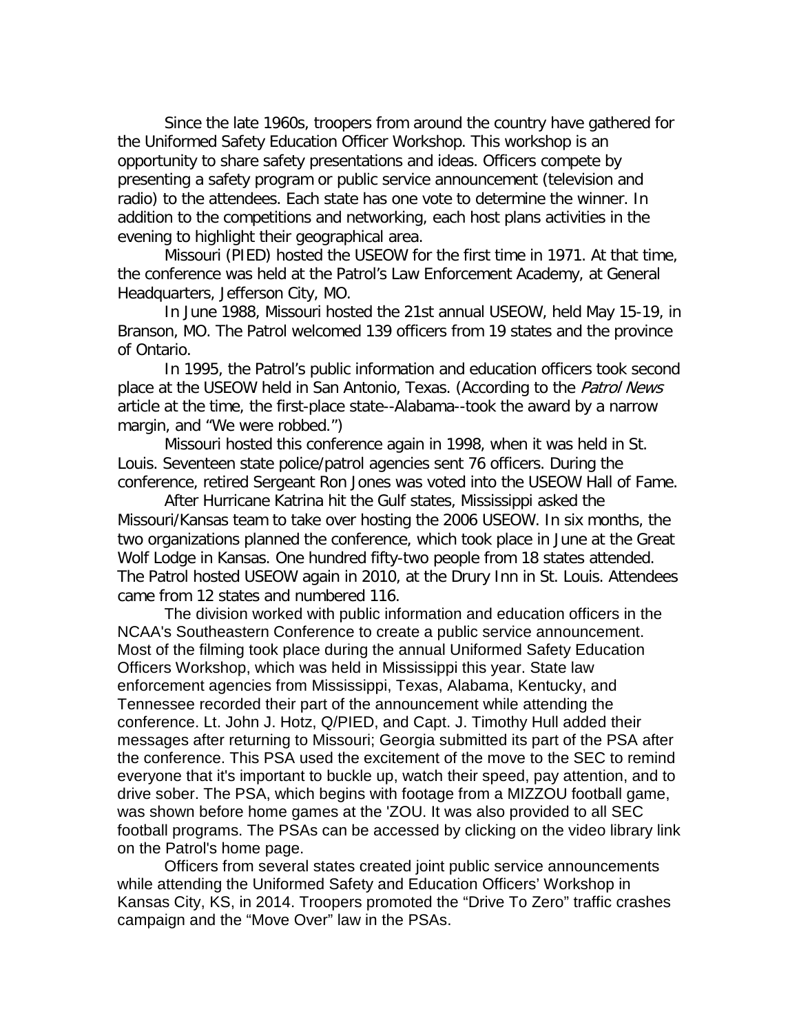Since the late 1960s, troopers from around the country have gathered for the Uniformed Safety Education Officer Workshop. This workshop is an opportunity to share safety presentations and ideas. Officers compete by presenting a safety program or public service announcement (television and radio) to the attendees. Each state has one vote to determine the winner. In addition to the competitions and networking, each host plans activities in the evening to highlight their geographical area.

Missouri (PIED) hosted the USEOW for the first time in 1971. At that time, the conference was held at the Patrol's Law Enforcement Academy, at General Headquarters, Jefferson City, MO.

In June 1988, Missouri hosted the 21st annual USEOW, held May 15-19, in Branson, MO. The Patrol welcomed 139 officers from 19 states and the province of Ontario.

In 1995, the Patrol's public information and education officers took second place at the USEOW held in San Antonio, Texas. (According to the *Patrol News* article at the time, the first-place state--Alabama--took the award by a narrow margin, and "We were robbed.")

Missouri hosted this conference again in 1998, when it was held in St. Louis. Seventeen state police/patrol agencies sent 76 officers. During the conference, retired Sergeant Ron Jones was voted into the USEOW Hall of Fame.

After Hurricane Katrina hit the Gulf states, Mississippi asked the Missouri/Kansas team to take over hosting the 2006 USEOW. In six months, the two organizations planned the conference, which took place in June at the Great Wolf Lodge in Kansas. One hundred fifty-two people from 18 states attended. The Patrol hosted USEOW again in 2010, at the Drury Inn in St. Louis. Attendees came from 12 states and numbered 116.

The division worked with public information and education officers in the NCAA's Southeastern Conference to create a public service announcement. Most of the filming took place during the annual Uniformed Safety Education Officers Workshop, which was held in Mississippi this year. State law enforcement agencies from Mississippi, Texas, Alabama, Kentucky, and Tennessee recorded their part of the announcement while attending the conference. Lt. John J. Hotz, Q/PIED, and Capt. J. Timothy Hull added their messages after returning to Missouri; Georgia submitted its part of the PSA after the conference. This PSA used the excitement of the move to the SEC to remind everyone that it's important to buckle up, watch their speed, pay attention, and to drive sober. The PSA, which begins with footage from a MIZZOU football game, was shown before home games at the 'ZOU. It was also provided to all SEC football programs. The PSAs can be accessed by clicking on the video library link on the Patrol's home page.

Officers from several states created joint public service announcements while attending the Uniformed Safety and Education Officers' Workshop in Kansas City, KS, in 2014. Troopers promoted the "Drive To Zero" traffic crashes campaign and the "Move Over" law in the PSAs.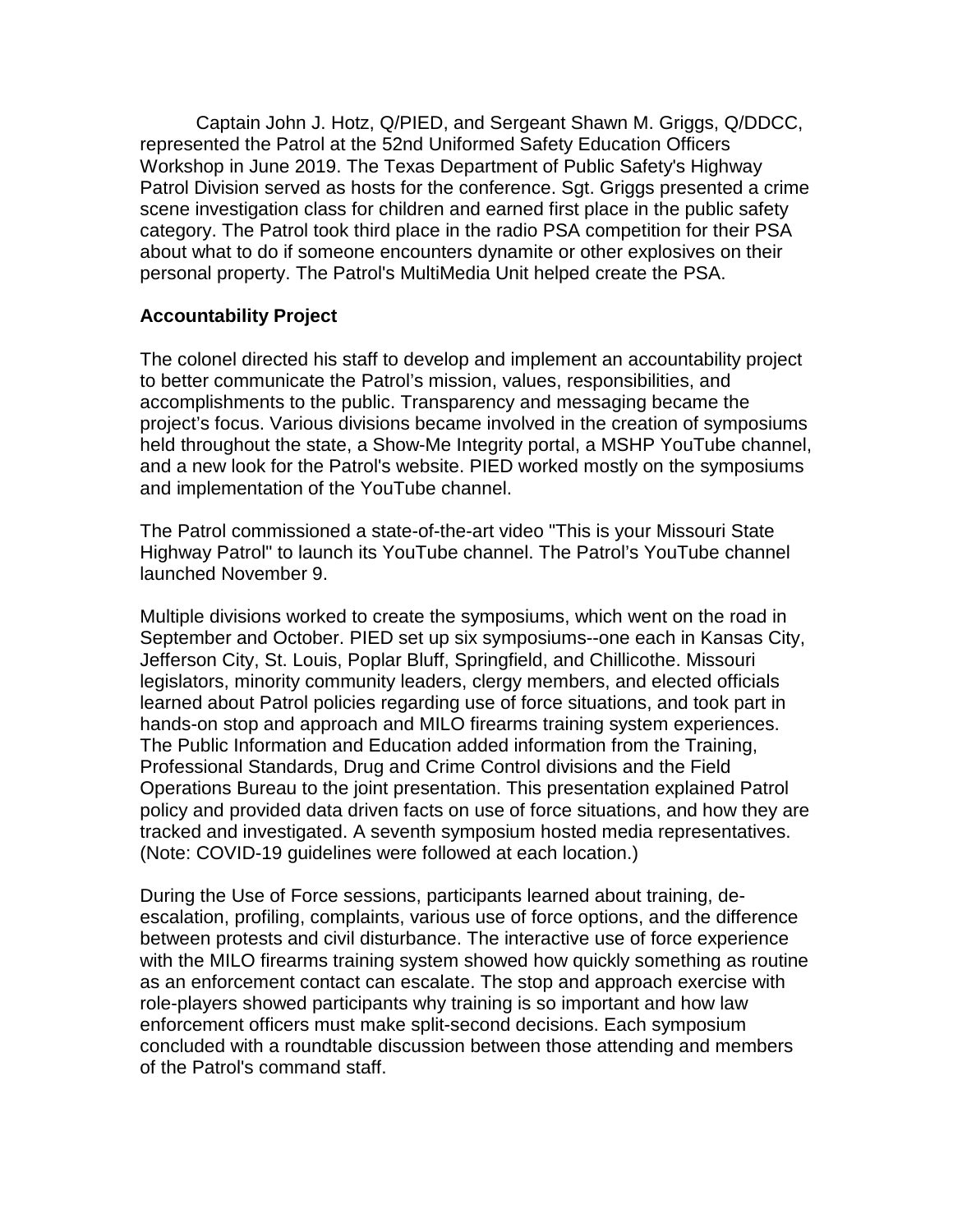Captain John J. Hotz, Q/PIED, and Sergeant Shawn M. Griggs, Q/DDCC, represented the Patrol at the 52nd Uniformed Safety Education Officers Workshop in June 2019. The Texas Department of Public Safety's Highway Patrol Division served as hosts for the conference. Sgt. Griggs presented a crime scene investigation class for children and earned first place in the public safety category. The Patrol took third place in the radio PSA competition for their PSA about what to do if someone encounters dynamite or other explosives on their personal property. The Patrol's MultiMedia Unit helped create the PSA.

**Accountability Project**

The colonel directed his staff to develop and implement an accountability project to better communicate the Patrol's mission, values, responsibilities, and accomplishments to the public. Transparency and messaging became the project's focus. Various divisions became involved in the creation of symposiums held throughout the state, a Show-Me Integrity portal, a MSHP YouTube channel, and a new look for the Patrol's website. PIED worked mostly on the symposiums and implementation of the YouTube channel.

The Patrol commissioned a state-of-the-art video "This is your Missouri State Highway Patrol" to launch its YouTube channel. The Patrol's YouTube channel launched November 9.

Multiple divisions worked to create the symposiums, which went on the road in September and October. PIED set up six symposiums--one each in Kansas City, Jefferson City, St. Louis, Poplar Bluff, Springfield, and Chillicothe. Missouri legislators, minority community leaders, clergy members, and elected officials learned about Patrol policies regarding use of force situations, and took part in hands-on stop and approach and MILO firearms training system experiences. The Public Information and Education added information from the Training, Professional Standards, Drug and Crime Control divisions and the Field Operations Bureau to the joint presentation. This presentation explained Patrol policy and provided data driven facts on use of force situations, and how they are tracked and investigated. A seventh symposium hosted media representatives. (Note: COVID-19 guidelines were followed at each location.)

During the Use of Force sessions, participants learned about training, de-escalation, profiling, complaints, various use of force options, and the difference between protests and civil disturbance. The interactive use of force experience with the MILO firearms training system showed how quickly something as routine as an enforcement contact can escalate. The stop and approach exercise with role-players showed participants why training is so important and how law enforcement officers must make split-second decisions. Each symposium concluded with a roundtable discussion between those attending and members of the Patrol's command staff.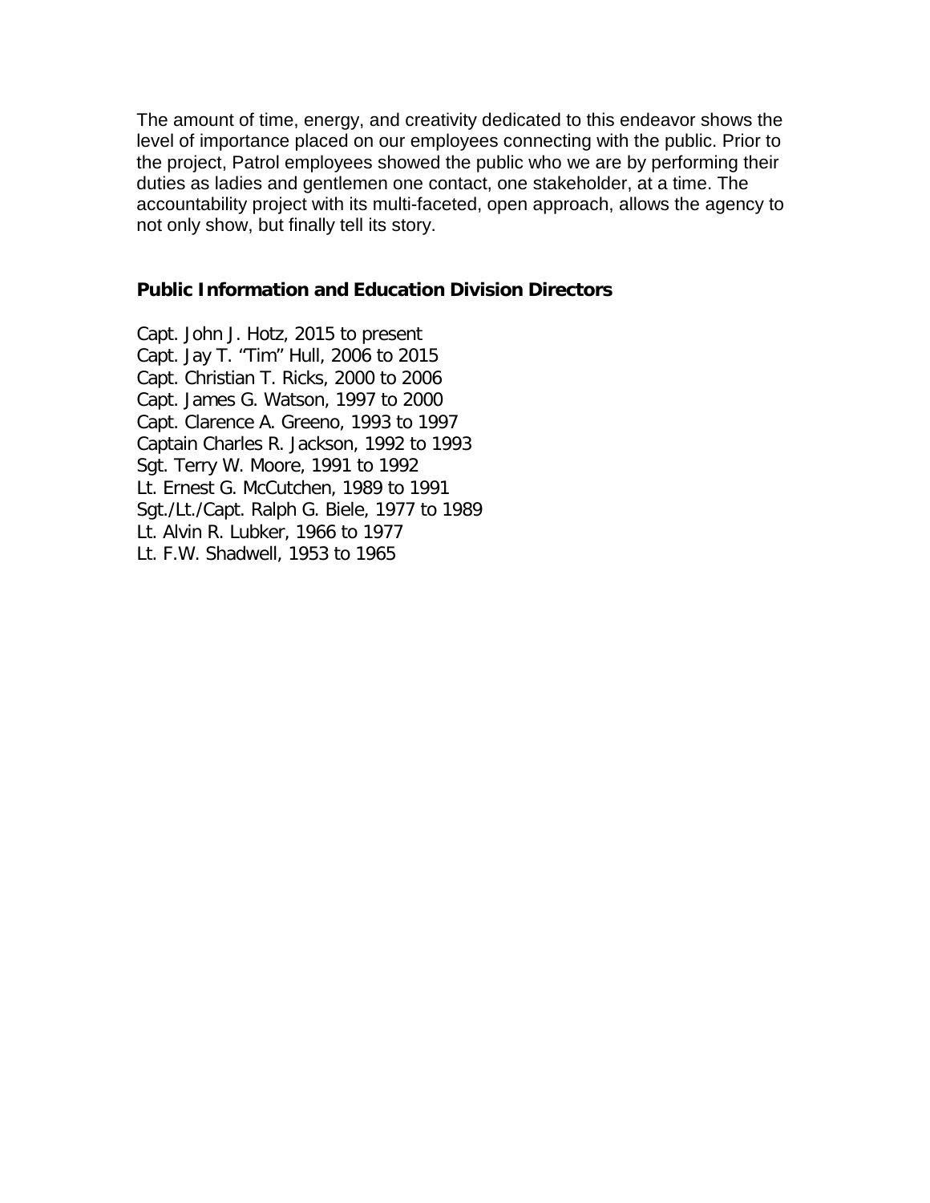The amount of time, energy, and creativity dedicated to this endeavor shows the level of importance placed on our employees connecting with the public. Prior to the project, Patrol employees showed the public who we are by performing their duties as ladies and gentlemen one contact, one stakeholder, at a time. The accountability project with its multi-faceted, open approach, allows the agency to not only show, but finally tell its story.

**Public Information and Education Division Directors**

Capt. John J. Hotz, 2015 to present
Capt. Jay T. "Tim" Hull, 2006 to 2015
Capt. Christian T. Ricks, 2000 to 2006
Capt. James G. Watson, 1997 to 2000
Capt. Clarence A. Greeno, 1993 to 1997
Captain Charles R. Jackson, 1992 to 1993
Sgt. Terry W. Moore, 1991 to 1992
Lt. Ernest G. McCutchen, 1989 to 1991
Sgt./Lt./Capt. Ralph G. Biele, 1977 to 1989
Lt. Alvin R. Lubker, 1966 to 1977
Lt. F.W. Shadwell, 1953 to 1965